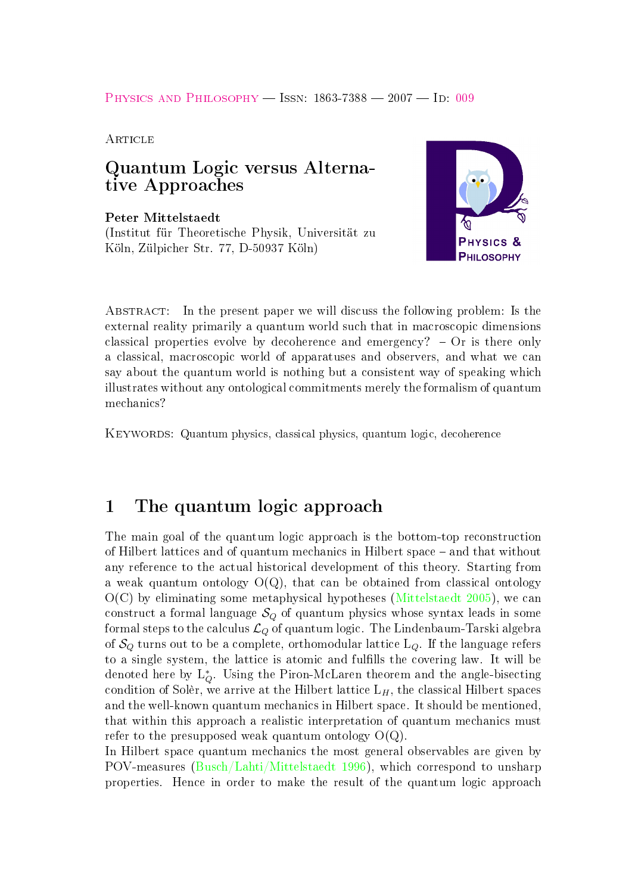Physics and Philosophy — Issn: 1863-7388 — 2007 — Id: 009

Article

# Quantum Logic versus Alternative Approaches

**Peter Mittelstaedt**
(Institut für Theoretische Physik, Universität zu Köln, Zülpicher Str. 77, D-50937 Köln)

Abstract: In the present paper we will discuss the following problem: Is the external reality primarily a quantum world such that in macroscopic dimensions classical properties evolve by decoherence and emergency? – Or is there only a classical, macroscopic world of apparatuses and observers, and what we can say about the quantum world is nothing but a consistent way of speaking which illustrates without any ontological commitments merely the formalism of quantum mechanics?

Keywords: Quantum physics, classical physics, quantum logic, decoherence

## 1 The quantum logic approach

The main goal of the quantum logic approach is the bottom-top reconstruction of Hilbert lattices and of quantum mechanics in Hilbert space – and that without any reference to the actual historical development of this theory. Starting from a weak quantum ontology O(Q), that can be obtained from classical ontology O(C) by eliminating some metaphysical hypotheses (Mittelstaedt 2005), we can construct a formal language $\mathcal{S}_Q$ of quantum physics whose syntax leads in some formal steps to the calculus $\mathcal{L}_Q$ of quantum logic. The Lindenbaum-Tarski algebra of $\mathcal{S}_Q$ turns out to be a complete, orthomodular lattice $\mathrm{L}_Q$. If the language refers to a single system, the lattice is atomic and fulfills the covering law. It will be denoted here by $\mathrm{L}_Q^*$. Using the Piron-McLaren theorem and the angle-bisecting condition of Solèr, we arrive at the Hilbert lattice $\mathrm{L}_H$, the classical Hilbert spaces and the well-known quantum mechanics in Hilbert space. It should be mentioned, that within this approach a realistic interpretation of quantum mechanics must refer to the presupposed weak quantum ontology O(Q).

In Hilbert space quantum mechanics the most general observables are given by POV-measures (Busch/Lahti/Mittelstaedt 1996), which correspond to unsharp properties. Hence in order to make the result of the quantum logic approach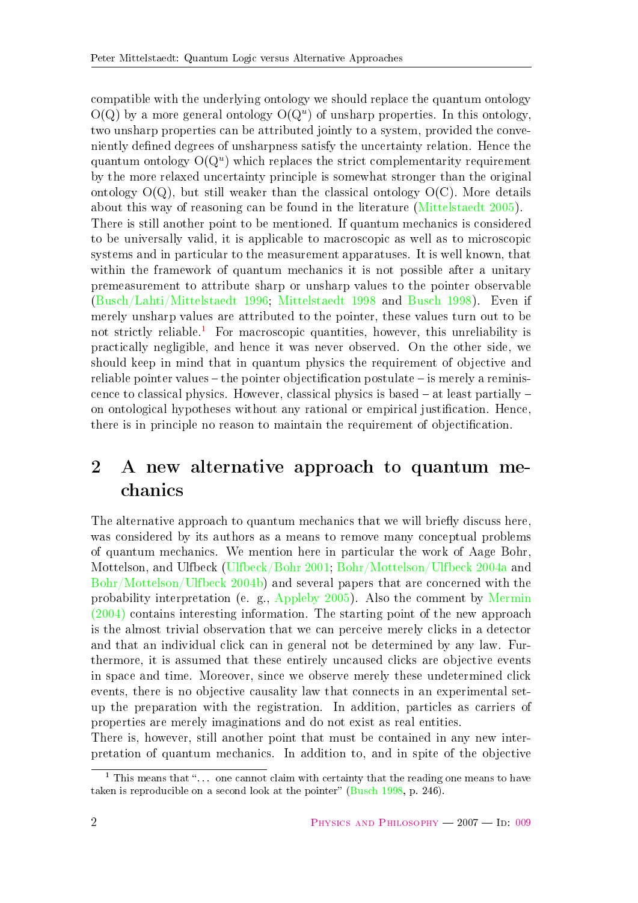compatible with the underlying ontology we should replace the quantum ontology O(Q) by a more general ontology O($Q^u$) of unsharp properties. In this ontology, two unsharp properties can be attributed jointly to a system, provided the conveniently defined degrees of unsharpness satisfy the uncertainty relation. Hence the quantum ontology O($Q^u$) which replaces the strict complementarity requirement by the more relaxed uncertainty principle is somewhat stronger than the original ontology O(Q), but still weaker than the classical ontology O(C). More details about this way of reasoning can be found in the literature (Mittelstaedt 2005).
There is still another point to be mentioned. If quantum mechanics is considered to be universally valid, it is applicable to macroscopic as well as to microscopic systems and in particular to the measurement apparatuses. It is well known, that within the framework of quantum mechanics it is not possible after a unitary premeasurement to attribute sharp or unsharp values to the pointer observable (Busch/Lahti/Mittelstaedt 1996; Mittelstaedt 1998 and Busch 1998). Even if merely unsharp values are attributed to the pointer, these values turn out to be not strictly reliable.[1] For macroscopic quantities, however, this unreliability is practically negligible, and hence it was never observed. On the other side, we should keep in mind that in quantum physics the requirement of objective and reliable pointer values – the pointer objectification postulate – is merely a reminiscence to classical physics. However, classical physics is based – at least partially – on ontological hypotheses without any rational or empirical justification. Hence, there is in principle no reason to maintain the requirement of objectification.

## 2 A new alternative approach to quantum mechanics

The alternative approach to quantum mechanics that we will briefly discuss here, was considered by its authors as a means to remove many conceptual problems of quantum mechanics. We mention here in particular the work of Aage Bohr, Mottelson, and Ulfbeck (Ulfbeck/Bohr 2001; Bohr/Mottelson/Ulfbeck 2004a and Bohr/Mottelson/Ulfbeck 2004b) and several papers that are concerned with the probability interpretation (e. g., Appleby 2005). Also the comment by Mermin (2004) contains interesting information. The starting point of the new approach is the almost trivial observation that we can perceive merely clicks in a detector and that an individual click can in general not be determined by any law. Furthermore, it is assumed that these entirely uncaused clicks are objective events in space and time. Moreover, since we observe merely these undetermined click events, there is no objective causality law that connects in an experimental set-up the preparation with the registration. In addition, particles as carriers of properties are merely imaginations and do not exist as real entities.
There is, however, still another point that must be contained in any new interpretation of quantum mechanics. In addition to, and in spite of the objective

[1] This means that "... one cannot claim with certainty that the reading one means to have taken is reproducible on a second look at the pointer" (Busch 1998, p. 246).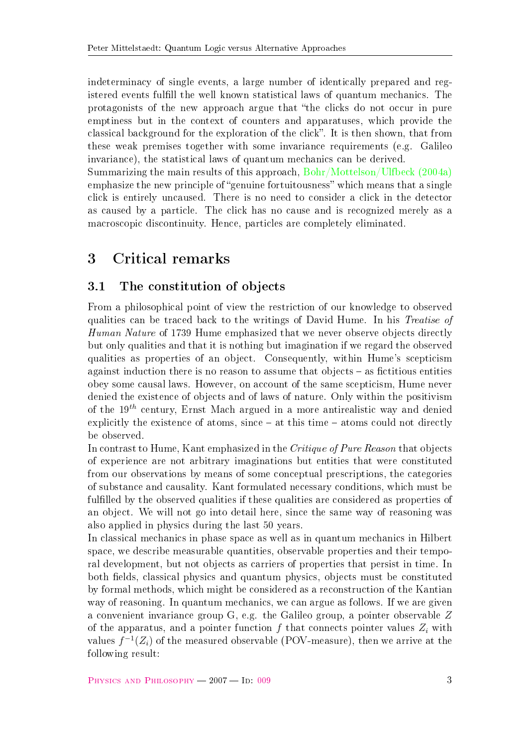indeterminacy of single events, a large number of identically prepared and registered events fulfill the well known statistical laws of quantum mechanics. The protagonists of the new approach argue that "the clicks do not occur in pure emptiness but in the context of counters and apparatuses, which provide the classical background for the exploration of the click". It is then shown, that from these weak premises together with some invariance requirements (e.g. Galileo invariance), the statistical laws of quantum mechanics can be derived.
Summarizing the main results of this approach, Bohr/Mottelson/Ulfbeck (2004a) emphasize the new principle of "genuine fortuitousness" which means that a single click is entirely uncaused. There is no need to consider a click in the detector as caused by a particle. The click has no cause and is recognized merely as a macroscopic discontinuity. Hence, particles are completely eliminated.

# 3 Critical remarks

## 3.1 The constitution of objects

From a philosophical point of view the restriction of our knowledge to observed qualities can be traced back to the writings of David Hume. In his *Treatise of Human Nature* of 1739 Hume emphasized that we never observe objects directly but only qualities and that it is nothing but imagination if we regard the observed qualities as properties of an object. Consequently, within Hume's scepticism against induction there is no reason to assume that objects – as fictitious entities obey some causal laws. However, on account of the same scepticism, Hume never denied the existence of objects and of laws of nature. Only within the positivism of the $19^{th}$ century, Ernst Mach argued in a more antirealistic way and denied explicitly the existence of atoms, since – at this time – atoms could not directly be observed.
In contrast to Hume, Kant emphasized in the *Critique of Pure Reason* that objects of experience are not arbitrary imaginations but entities that were constituted from our observations by means of some conceptual prescriptions, the categories of substance and causality. Kant formulated necessary conditions, which must be fulfilled by the observed qualities if these qualities are considered as properties of an object. We will not go into detail here, since the same way of reasoning was also applied in physics during the last 50 years.
In classical mechanics in phase space as well as in quantum mechanics in Hilbert space, we describe measurable quantities, observable properties and their temporal development, but not objects as carriers of properties that persist in time. In both fields, classical physics and quantum physics, objects must be constituted by formal methods, which might be considered as a reconstruction of the Kantian way of reasoning. In quantum mechanics, we can argue as follows. If we are given a convenient invariance group G, e.g. the Galileo group, a pointer observable $Z$ of the apparatus, and a pointer function $f$ that connects pointer values $Z_i$ with values $f^{-1}(Z_i)$ of the measured observable (POV-measure), then we arrive at the following result: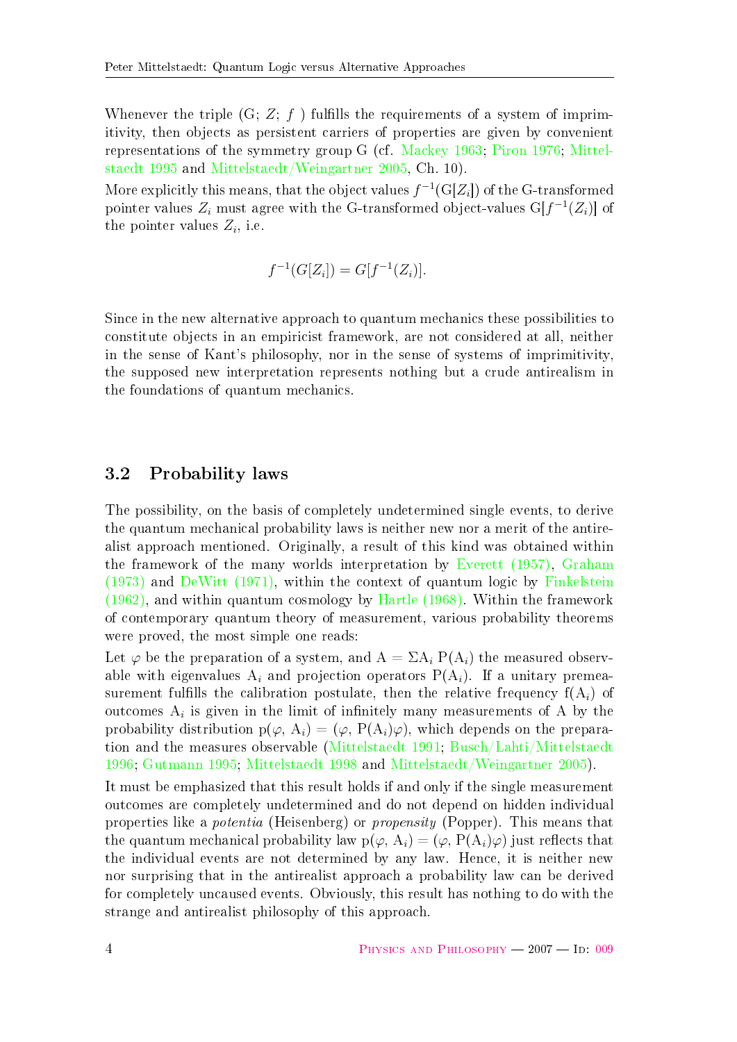Whenever the triple (G; $Z$; $f$ ) fulfills the requirements of a system of imprimitivity, then objects as persistent carriers of properties are given by convenient representations of the symmetry group G (cf. Mackey 1963; Piron 1976; Mittelstaedt 1995 and Mittelstaedt/Weingartner 2005, Ch. 10).

More explicitly this means, that the object values $f^{-1}(\mathrm{G}[Z_i])$ of the G-transformed pointer values $Z_i$ must agree with the G-transformed object-values $\mathrm{G}[f^{-1}(Z_i)]$ of the pointer values $Z_i$, i.e.

$$f^{-1}(G[Z_i]) = G[f^{-1}(Z_i)].$$

Since in the new alternative approach to quantum mechanics these possibilities to constitute objects in an empiricist framework, are not considered at all, neither in the sense of Kant's philosophy, nor in the sense of systems of imprimitivity, the supposed new interpretation represents nothing but a crude antirealism in the foundations of quantum mechanics.

## 3.2 Probability laws

The possibility, on the basis of completely undetermined single events, to derive the quantum mechanical probability laws is neither new nor a merit of the antirealist approach mentioned. Originally, a result of this kind was obtained within the framework of the many worlds interpretation by Everett (1957), Graham (1973) and DeWitt (1971), within the context of quantum logic by Finkelstein (1962), and within quantum cosmology by Hartle (1968). Within the framework of contemporary quantum theory of measurement, various probability theorems were proved, the most simple one reads:

Let $\varphi$ be the preparation of a system, and $\mathrm{A} = \Sigma \mathrm{A}_i\, \mathrm{P}(\mathrm{A}_i)$ the measured observable with eigenvalues $\mathrm{A}_i$ and projection operators $\mathrm{P}(\mathrm{A}_i)$. If a unitary premeasurement fulfills the calibration postulate, then the relative frequency $\mathrm{f}(\mathrm{A}_i)$ of outcomes $\mathrm{A}_i$ is given in the limit of infinitely many measurements of A by the probability distribution $\mathrm{p}(\varphi, \mathrm{A}_i) = (\varphi, \mathrm{P}(\mathrm{A}_i)\varphi)$, which depends on the preparation and the measures observable (Mittelstaedt 1991; Busch/Lahti/Mittelstaedt 1996; Gutmann 1995; Mittelstaedt 1998 and Mittelstaedt/Weingartner 2005).

It must be emphasized that this result holds if and only if the single measurement outcomes are completely undetermined and do not depend on hidden individual properties like a *potentia* (Heisenberg) or *propensity* (Popper). This means that the quantum mechanical probability law $\mathrm{p}(\varphi, \mathrm{A}_i) = (\varphi, \mathrm{P}(\mathrm{A}_i)\varphi)$ just reflects that the individual events are not determined by any law. Hence, it is neither new nor surprising that in the antirealist approach a probability law can be derived for completely uncaused events. Obviously, this result has nothing to do with the strange and antirealist philosophy of this approach.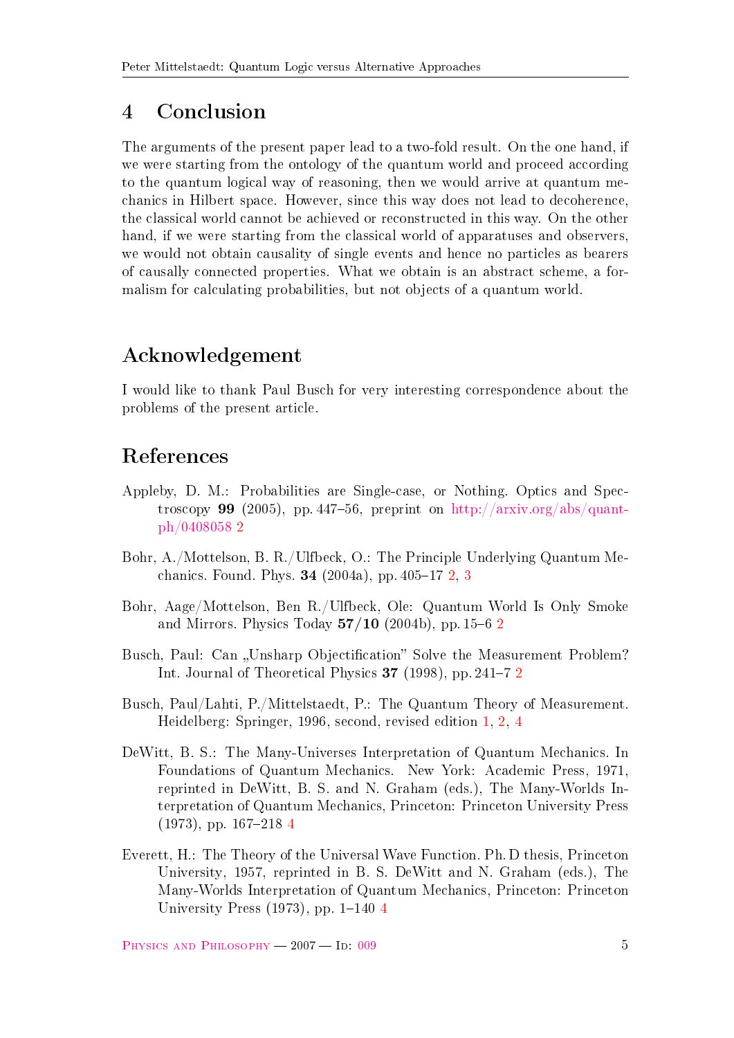## 4 Conclusion

The arguments of the present paper lead to a two-fold result. On the one hand, if we were starting from the ontology of the quantum world and proceed according to the quantum logical way of reasoning, then we would arrive at quantum mechanics in Hilbert space. However, since this way does not lead to decoherence, the classical world cannot be achieved or reconstructed in this way. On the other hand, if we were starting from the classical world of apparatuses and observers, we would not obtain causality of single events and hence no particles as bearers of causally connected properties. What we obtain is an abstract scheme, a formalism for calculating probabilities, but not objects of a quantum world.

## Acknowledgement

I would like to thank Paul Busch for very interesting correspondence about the problems of the present article.

## References

Appleby, D. M.: Probabilities are Single-case, or Nothing. Optics and Spectroscopy **99** (2005), pp. 447–56, preprint on http://arxiv.org/abs/quant-ph/0408058 2

Bohr, A./Mottelson, B. R./Ulfbeck, O.: The Principle Underlying Quantum Mechanics. Found. Phys. **34** (2004a), pp. 405–17 2, 3

Bohr, Aage/Mottelson, Ben R./Ulfbeck, Ole: Quantum World Is Only Smoke and Mirrors. Physics Today **57/10** (2004b), pp. 15–6 2

Busch, Paul: Can „Unsharp Objectification" Solve the Measurement Problem? Int. Journal of Theoretical Physics **37** (1998), pp. 241–7 2

Busch, Paul/Lahti, P./Mittelstaedt, P.: The Quantum Theory of Measurement. Heidelberg: Springer, 1996, second, revised edition 1, 2, 4

DeWitt, B. S.: The Many-Universes Interpretation of Quantum Mechanics. In Foundations of Quantum Mechanics. New York: Academic Press, 1971, reprinted in DeWitt, B. S. and N. Graham (eds.), The Many-Worlds Interpretation of Quantum Mechanics, Princeton: Princeton University Press (1973), pp. 167–218 4

Everett, H.: The Theory of the Universal Wave Function. Ph. D thesis, Princeton University, 1957, reprinted in B. S. DeWitt and N. Graham (eds.), The Many-Worlds Interpretation of Quantum Mechanics, Princeton: Princeton University Press (1973), pp. 1–140 4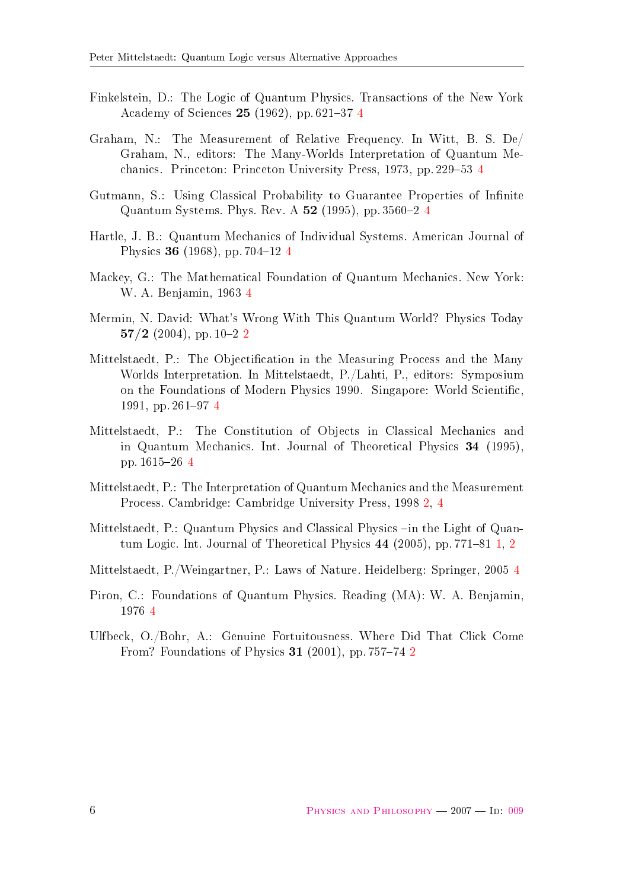Finkelstein, D.: The Logic of Quantum Physics. Transactions of the New York Academy of Sciences **25** (1962), pp. 621–37 4

Graham, N.: The Measurement of Relative Frequency. In Witt, B. S. De/ Graham, N., editors: The Many-Worlds Interpretation of Quantum Mechanics. Princeton: Princeton University Press, 1973, pp. 229–53 4

Gutmann, S.: Using Classical Probability to Guarantee Properties of Infinite Quantum Systems. Phys. Rev. A **52** (1995), pp. 3560–2 4

Hartle, J. B.: Quantum Mechanics of Individual Systems. American Journal of Physics **36** (1968), pp. 704–12 4

Mackey, G.: The Mathematical Foundation of Quantum Mechanics. New York: W. A. Benjamin, 1963 4

Mermin, N. David: What's Wrong With This Quantum World? Physics Today **57/2** (2004), pp. 10–2 2

Mittelstaedt, P.: The Objectification in the Measuring Process and the Many Worlds Interpretation. In Mittelstaedt, P./Lahti, P., editors: Symposium on the Foundations of Modern Physics 1990. Singapore: World Scientific, 1991, pp. 261–97 4

Mittelstaedt, P.: The Constitution of Objects in Classical Mechanics and in Quantum Mechanics. Int. Journal of Theoretical Physics **34** (1995), pp. 1615–26 4

Mittelstaedt, P.: The Interpretation of Quantum Mechanics and the Measurement Process. Cambridge: Cambridge University Press, 1998 2, 4

Mittelstaedt, P.: Quantum Physics and Classical Physics –in the Light of Quantum Logic. Int. Journal of Theoretical Physics **44** (2005), pp. 771–81 1, 2

Mittelstaedt, P./Weingartner, P.: Laws of Nature. Heidelberg: Springer, 2005 4

Piron, C.: Foundations of Quantum Physics. Reading (MA): W. A. Benjamin, 1976 4

Ulfbeck, O./Bohr, A.: Genuine Fortuitousness. Where Did That Click Come From? Foundations of Physics **31** (2001), pp. 757–74 2